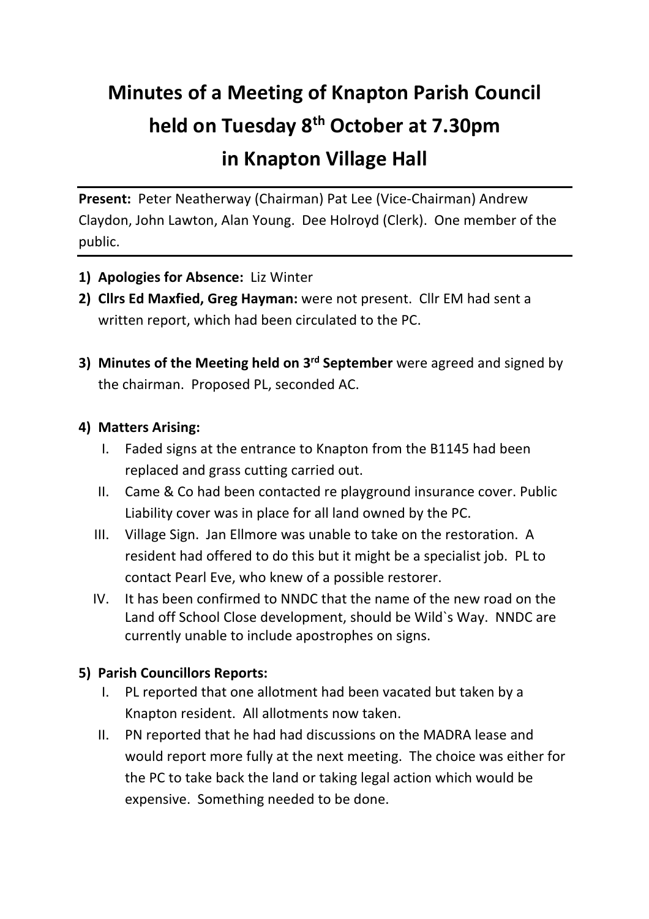# Minutes of a Meeting of Knapton Parish Council held on Tuesday 8th October at 7.30pm in Knapton Village Hall

**Present:** Peter Neatherway (Chairman) Pat Lee (Vice-Chairman) Andrew Claydon, John Lawton, Alan Young. Dee Holroyd (Clerk). One member of the public.

1) **Apologies for Absence:** Liz Winter
2) **Cllrs Ed Maxfied, Greg Hayman:** were not present. Cllr EM had sent a written report, which had been circulated to the PC.

3) **Minutes of the Meeting held on 3rd September** were agreed and signed by the chairman. Proposed PL, seconded AC.

4) **Matters Arising:**
   I. Faded signs at the entrance to Knapton from the B1145 had been replaced and grass cutting carried out.
   II. Came & Co had been contacted re playground insurance cover. Public Liability cover was in place for all land owned by the PC.
   III. Village Sign. Jan Ellmore was unable to take on the restoration. A resident had offered to do this but it might be a specialist job. PL to contact Pearl Eve, who knew of a possible restorer.
   IV. It has been confirmed to NNDC that the name of the new road on the Land off School Close development, should be Wild`s Way. NNDC are currently unable to include apostrophes on signs.

5) **Parish Councillors Reports:**
   I. PL reported that one allotment had been vacated but taken by a Knapton resident. All allotments now taken.
   II. PN reported that he had had discussions on the MADRA lease and would report more fully at the next meeting. The choice was either for the PC to take back the land or taking legal action which would be expensive. Something needed to be done.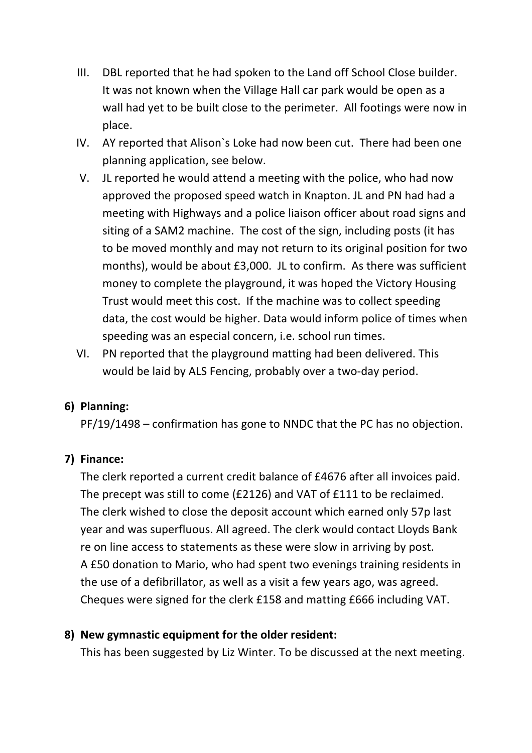III. DBL reported that he had spoken to the Land off School Close builder. It was not known when the Village Hall car park would be open as a wall had yet to be built close to the perimeter. All footings were now in place.

IV. AY reported that Alison`s Loke had now been cut. There had been one planning application, see below.

V. JL reported he would attend a meeting with the police, who had now approved the proposed speed watch in Knapton. JL and PN had had a meeting with Highways and a police liaison officer about road signs and siting of a SAM2 machine. The cost of the sign, including posts (it has to be moved monthly and may not return to its original position for two months), would be about £3,000. JL to confirm. As there was sufficient money to complete the playground, it was hoped the Victory Housing Trust would meet this cost. If the machine was to collect speeding data, the cost would be higher. Data would inform police of times when speeding was an especial concern, i.e. school run times.

VI. PN reported that the playground matting had been delivered. This would be laid by ALS Fencing, probably over a two-day period.

6) **Planning:**

PF/19/1498 – confirmation has gone to NNDC that the PC has no objection.

7) **Finance:**

The clerk reported a current credit balance of £4676 after all invoices paid. The precept was still to come (£2126) and VAT of £111 to be reclaimed. The clerk wished to close the deposit account which earned only 57p last year and was superfluous. All agreed. The clerk would contact Lloyds Bank re on line access to statements as these were slow in arriving by post. A £50 donation to Mario, who had spent two evenings training residents in the use of a defibrillator, as well as a visit a few years ago, was agreed. Cheques were signed for the clerk £158 and matting £666 including VAT.

8) **New gymnastic equipment for the older resident:**

This has been suggested by Liz Winter. To be discussed at the next meeting.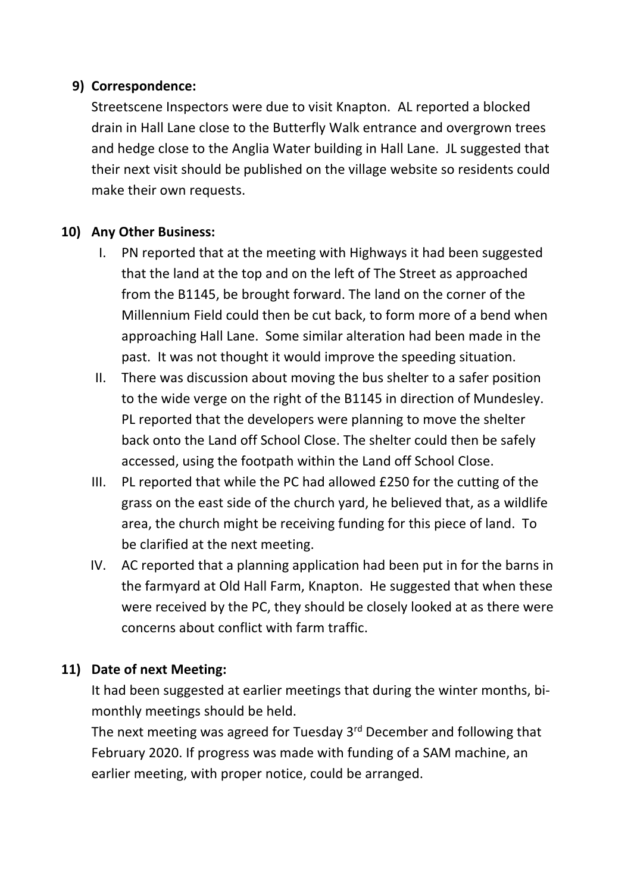**9) Correspondence:**

Streetscene Inspectors were due to visit Knapton. AL reported a blocked drain in Hall Lane close to the Butterfly Walk entrance and overgrown trees and hedge close to the Anglia Water building in Hall Lane. JL suggested that their next visit should be published on the village website so residents could make their own requests.

**10) Any Other Business:**

I. PN reported that at the meeting with Highways it had been suggested that the land at the top and on the left of The Street as approached from the B1145, be brought forward. The land on the corner of the Millennium Field could then be cut back, to form more of a bend when approaching Hall Lane. Some similar alteration had been made in the past. It was not thought it would improve the speeding situation.

II. There was discussion about moving the bus shelter to a safer position to the wide verge on the right of the B1145 in direction of Mundesley. PL reported that the developers were planning to move the shelter back onto the Land off School Close. The shelter could then be safely accessed, using the footpath within the Land off School Close.

III. PL reported that while the PC had allowed £250 for the cutting of the grass on the east side of the church yard, he believed that, as a wildlife area, the church might be receiving funding for this piece of land. To be clarified at the next meeting.

IV. AC reported that a planning application had been put in for the barns in the farmyard at Old Hall Farm, Knapton. He suggested that when these were received by the PC, they should be closely looked at as there were concerns about conflict with farm traffic.

**11) Date of next Meeting:**

It had been suggested at earlier meetings that during the winter months, bi-monthly meetings should be held.

The next meeting was agreed for Tuesday 3rd December and following that February 2020. If progress was made with funding of a SAM machine, an earlier meeting, with proper notice, could be arranged.